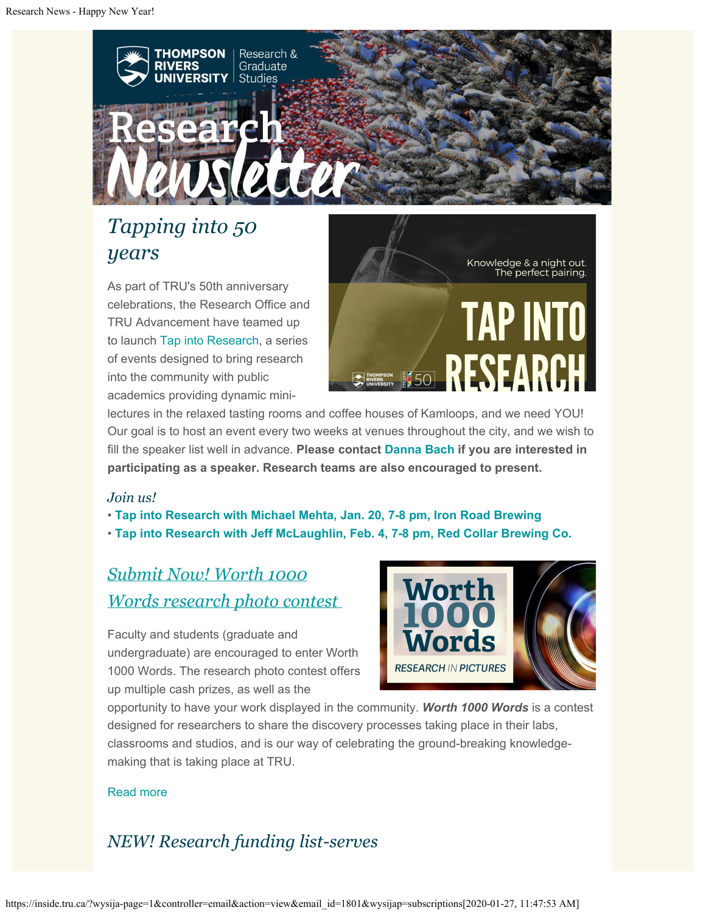# Research Newsletter

## Tapping into 50 years

As part of TRU's 50th anniversary celebrations, the Research Office and TRU Advancement have teamed up to launch Tap into Research, a series of events designed to bring research into the community with public academics providing dynamic mini-lectures in the relaxed tasting rooms and coffee houses of Kamloops, and we need YOU! Our goal is to host an event every two weeks at venues throughout the city, and we wish to fill the speaker list well in advance. **Please contact Danna Bach if you are interested in participating as a speaker. Research teams are also encouraged to present.**

*Join us!*

- **Tap into Research with Michael Mehta, Jan. 20, 7-8 pm, Iron Road Brewing**
- **Tap into Research with Jeff McLaughlin, Feb. 4, 7-8 pm, Red Collar Brewing Co.**

## Submit Now! Worth 1000 Words research photo contest

Faculty and students (graduate and undergraduate) are encouraged to enter Worth 1000 Words. The research photo contest offers up multiple cash prizes, as well as the opportunity to have your work displayed in the community. ***Worth 1000 Words*** is a contest designed for researchers to share the discovery processes taking place in their labs, classrooms and studios, and is our way of celebrating the ground-breaking knowledge-making that is taking place at TRU.

Read more

## NEW! Research funding list-serves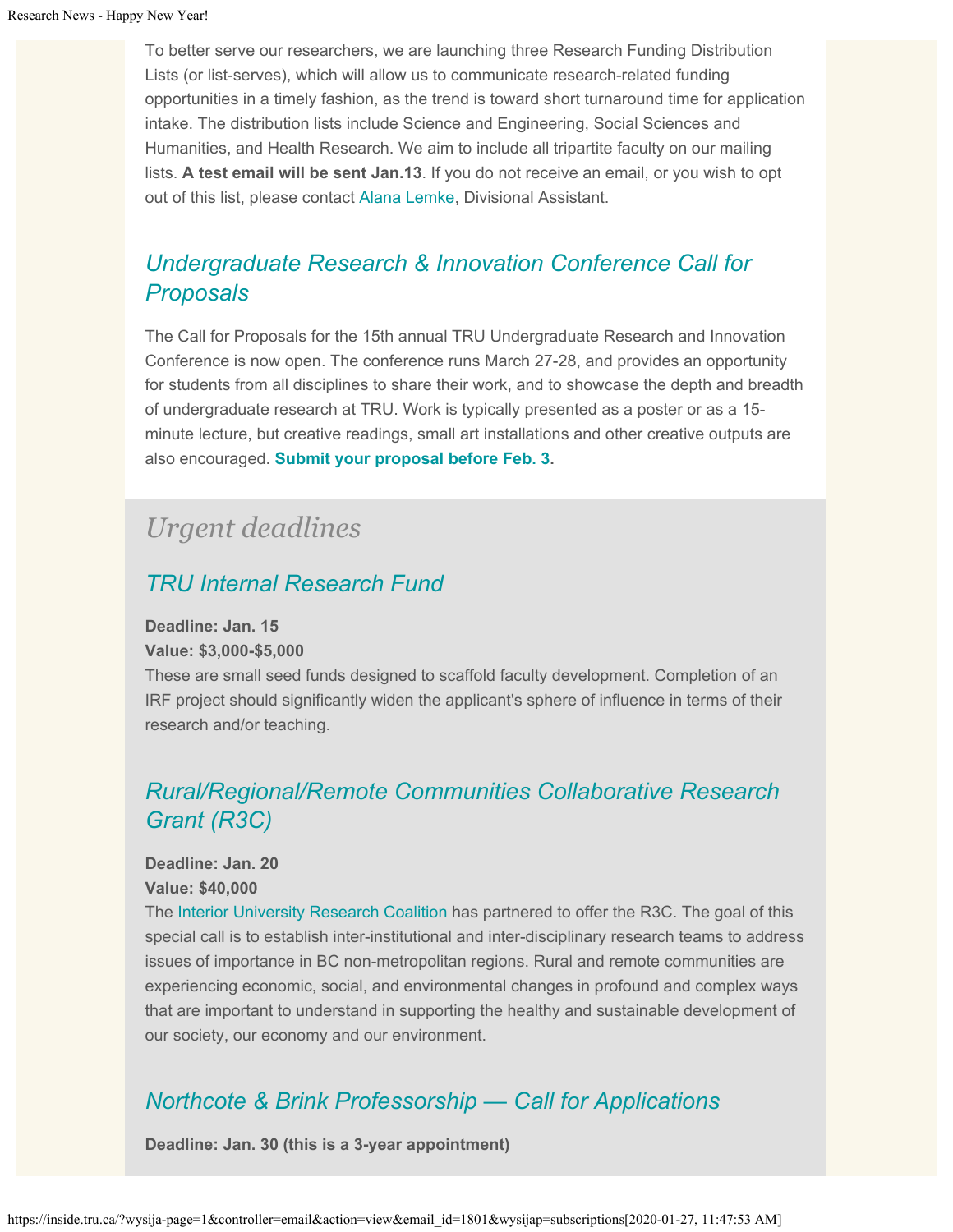To better serve our researchers, we are launching three Research Funding Distribution Lists (or list-serves), which will allow us to communicate research-related funding opportunities in a timely fashion, as the trend is toward short turnaround time for application intake. The distribution lists include Science and Engineering, Social Sciences and Humanities, and Health Research. We aim to include all tripartite faculty on our mailing lists. **A test email will be sent Jan.13**. If you do not receive an email, or you wish to opt out of this list, please contact Alana Lemke, Divisional Assistant.

### *Undergraduate Research & Innovation Conference Call for Proposals*

The Call for Proposals for the 15th annual TRU Undergraduate Research and Innovation Conference is now open. The conference runs March 27-28, and provides an opportunity for students from all disciplines to share their work, and to showcase the depth and breadth of undergraduate research at TRU. Work is typically presented as a poster or as a 15-minute lecture, but creative readings, small art installations and other creative outputs are also encouraged. **Submit your proposal before Feb. 3.**

## *Urgent deadlines*

### *TRU Internal Research Fund*

**Deadline: Jan. 15**
**Value: $3,000-$5,000**
These are small seed funds designed to scaffold faculty development. Completion of an IRF project should significantly widen the applicant's sphere of influence in terms of their research and/or teaching.

### *Rural/Regional/Remote Communities Collaborative Research Grant (R3C)*

**Deadline: Jan. 20**
**Value: $40,000**
The Interior University Research Coalition has partnered to offer the R3C. The goal of this special call is to establish inter-institutional and inter-disciplinary research teams to address issues of importance in BC non-metropolitan regions. Rural and remote communities are experiencing economic, social, and environmental changes in profound and complex ways that are important to understand in supporting the healthy and sustainable development of our society, our economy and our environment.

### *Northcote & Brink Professorship — Call for Applications*

**Deadline: Jan. 30 (this is a 3-year appointment)**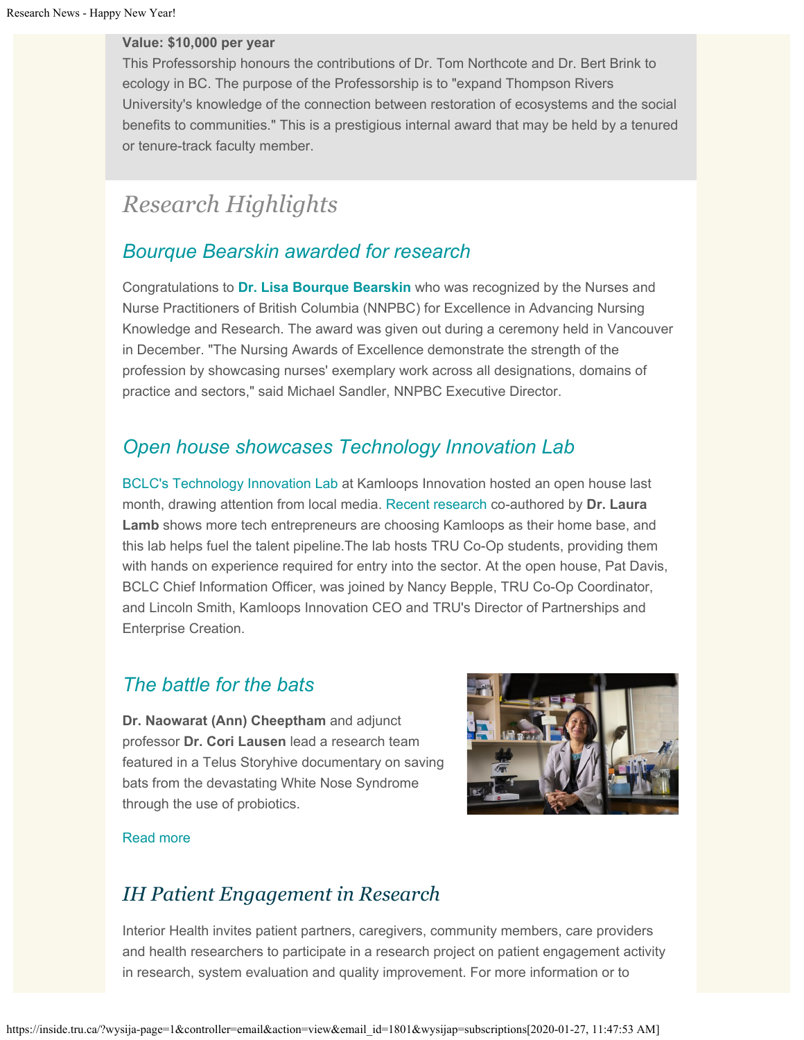**Value: $10,000 per year**

This Professorship honours the contributions of Dr. Tom Northcote and Dr. Bert Brink to ecology in BC. The purpose of the Professorship is to "expand Thompson Rivers University's knowledge of the connection between restoration of ecosystems and the social benefits to communities." This is a prestigious internal award that may be held by a tenured or tenure-track faculty member.

# Research Highlights

## Bourque Bearskin awarded for research

Congratulations to **Dr. Lisa Bourque Bearskin** who was recognized by the Nurses and Nurse Practitioners of British Columbia (NNPBC) for Excellence in Advancing Nursing Knowledge and Research. The award was given out during a ceremony held in Vancouver in December. "The Nursing Awards of Excellence demonstrate the strength of the profession by showcasing nurses' exemplary work across all designations, domains of practice and sectors," said Michael Sandler, NNPBC Executive Director.

## Open house showcases Technology Innovation Lab

BCLC's Technology Innovation Lab at Kamloops Innovation hosted an open house last month, drawing attention from local media. Recent research co-authored by **Dr. Laura Lamb** shows more tech entrepreneurs are choosing Kamloops as their home base, and this lab helps fuel the talent pipeline.The lab hosts TRU Co-Op students, providing them with hands on experience required for entry into the sector. At the open house, Pat Davis, BCLC Chief Information Officer, was joined by Nancy Bepple, TRU Co-Op Coordinator, and Lincoln Smith, Kamloops Innovation CEO and TRU's Director of Partnerships and Enterprise Creation.

## The battle for the bats

**Dr. Naowarat (Ann) Cheeptham** and adjunct professor **Dr. Cori Lausen** lead a research team featured in a Telus Storyhive documentary on saving bats from the devastating White Nose Syndrome through the use of probiotics.

Read more

## IH Patient Engagement in Research

Interior Health invites patient partners, caregivers, community members, care providers and health researchers to participate in a research project on patient engagement activity in research, system evaluation and quality improvement. For more information or to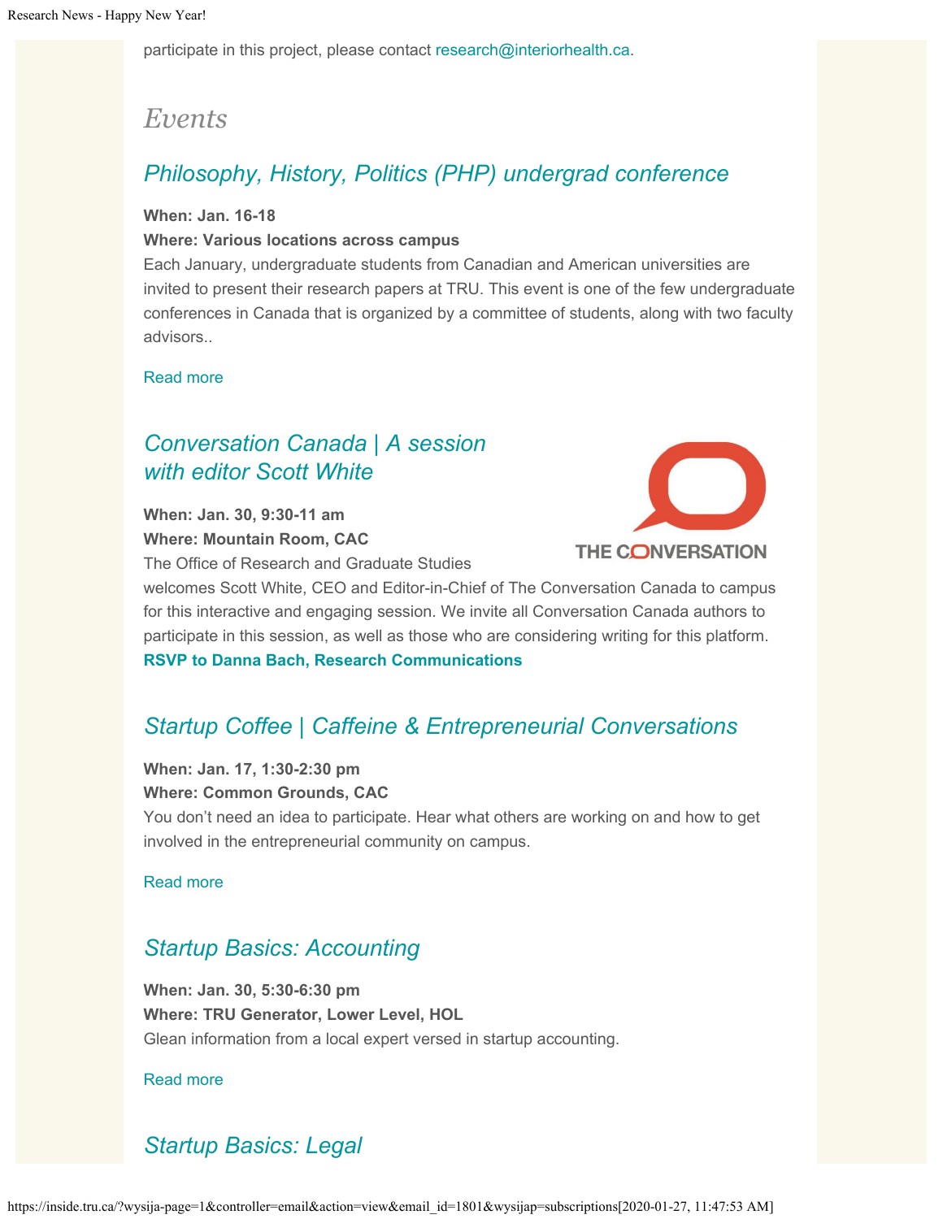participate in this project, please contact research@interiorhealth.ca.

## *Events*

### *Philosophy, History, Politics (PHP) undergrad conference*

**When: Jan. 16-18**
**Where: Various locations across campus**
Each January, undergraduate students from Canadian and American universities are invited to present their research papers at TRU. This event is one of the few undergraduate conferences in Canada that is organized by a committee of students, along with two faculty advisors..

Read more

### *Conversation Canada | A session with editor Scott White*

**When: Jan. 30, 9:30-11 am**
**Where: Mountain Room, CAC**
The Office of Research and Graduate Studies welcomes Scott White, CEO and Editor-in-Chief of The Conversation Canada to campus for this interactive and engaging session. We invite all Conversation Canada authors to participate in this session, as well as those who are considering writing for this platform.
**RSVP to Danna Bach, Research Communications**

### *Startup Coffee | Caffeine & Entrepreneurial Conversations*

**When: Jan. 17, 1:30-2:30 pm**
**Where: Common Grounds, CAC**
You don't need an idea to participate. Hear what others are working on and how to get involved in the entrepreneurial community on campus.

Read more

### *Startup Basics: Accounting*

**When: Jan. 30, 5:30-6:30 pm**
**Where: TRU Generator, Lower Level, HOL**
Glean information from a local expert versed in startup accounting.

Read more

### *Startup Basics: Legal*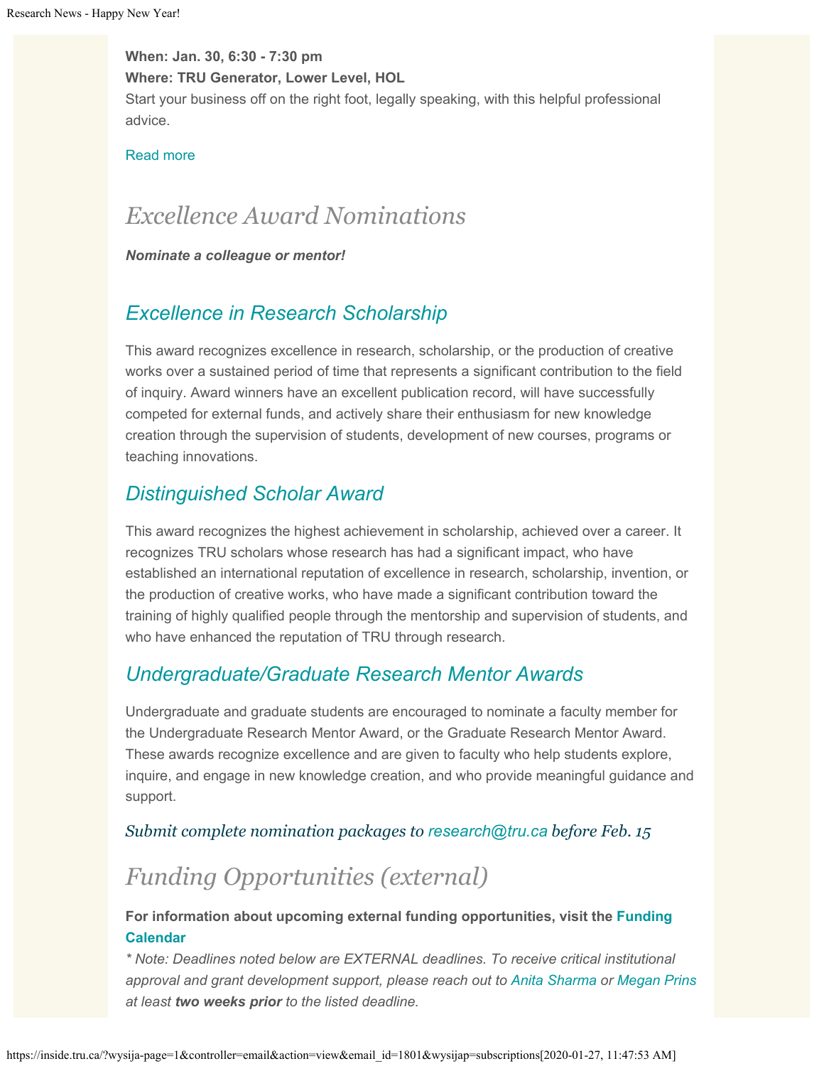**When: Jan. 30, 6:30 - 7:30 pm**
**Where: TRU Generator, Lower Level, HOL**
Start your business off on the right foot, legally speaking, with this helpful professional advice.

Read more

# *Excellence Award Nominations*

***Nominate a colleague or mentor!***

## *Excellence in Research Scholarship*

This award recognizes excellence in research, scholarship, or the production of creative works over a sustained period of time that represents a significant contribution to the field of inquiry. Award winners have an excellent publication record, will have successfully competed for external funds, and actively share their enthusiasm for new knowledge creation through the supervision of students, development of new courses, programs or teaching innovations.

## *Distinguished Scholar Award*

This award recognizes the highest achievement in scholarship, achieved over a career. It recognizes TRU scholars whose research has had a significant impact, who have established an international reputation of excellence in research, scholarship, invention, or the production of creative works, who have made a significant contribution toward the training of highly qualified people through the mentorship and supervision of students, and who have enhanced the reputation of TRU through research.

## *Undergraduate/Graduate Research Mentor Awards*

Undergraduate and graduate students are encouraged to nominate a faculty member for the Undergraduate Research Mentor Award, or the Graduate Research Mentor Award. These awards recognize excellence and are given to faculty who help students explore, inquire, and engage in new knowledge creation, and who provide meaningful guidance and support.

*Submit complete nomination packages to research@tru.ca before Feb. 15*

# *Funding Opportunities (external)*

**For information about upcoming external funding opportunities, visit the Funding Calendar**
*\* Note: Deadlines noted below are EXTERNAL deadlines. To receive critical institutional approval and grant development support, please reach out to Anita Sharma or Megan Prins at least **two weeks prior** to the listed deadline.*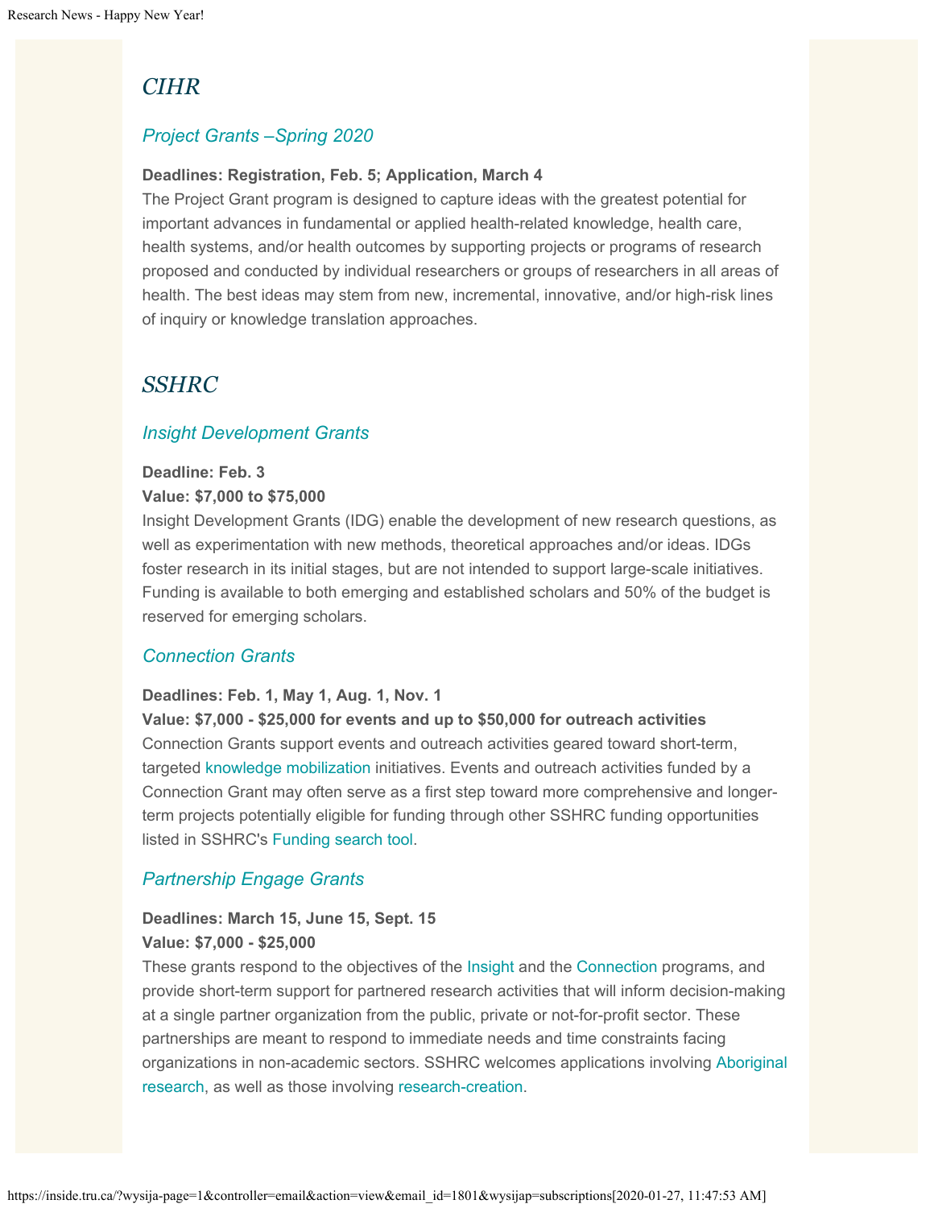## *CIHR*

### *Project Grants –Spring 2020*

**Deadlines: Registration, Feb. 5; Application, March 4**
The Project Grant program is designed to capture ideas with the greatest potential for important advances in fundamental or applied health-related knowledge, health care, health systems, and/or health outcomes by supporting projects or programs of research proposed and conducted by individual researchers or groups of researchers in all areas of health. The best ideas may stem from new, incremental, innovative, and/or high-risk lines of inquiry or knowledge translation approaches.

## *SSHRC*

### *Insight Development Grants*

**Deadline: Feb. 3**
**Value: $7,000 to $75,000**
Insight Development Grants (IDG) enable the development of new research questions, as well as experimentation with new methods, theoretical approaches and/or ideas. IDGs foster research in its initial stages, but are not intended to support large-scale initiatives. Funding is available to both emerging and established scholars and 50% of the budget is reserved for emerging scholars.

### *Connection Grants*

**Deadlines: Feb. 1, May 1, Aug. 1, Nov. 1**
**Value: $7,000 - $25,000 for events and up to $50,000 for outreach activities**
Connection Grants support events and outreach activities geared toward short-term, targeted knowledge mobilization initiatives. Events and outreach activities funded by a Connection Grant may often serve as a first step toward more comprehensive and longer-term projects potentially eligible for funding through other SSHRC funding opportunities listed in SSHRC's Funding search tool.

### *Partnership Engage Grants*

**Deadlines: March 15, June 15, Sept. 15**
**Value: $7,000 - $25,000**
These grants respond to the objectives of the Insight and the Connection programs, and provide short-term support for partnered research activities that will inform decision-making at a single partner organization from the public, private or not-for-profit sector. These partnerships are meant to respond to immediate needs and time constraints facing organizations in non-academic sectors. SSHRC welcomes applications involving Aboriginal research, as well as those involving research-creation.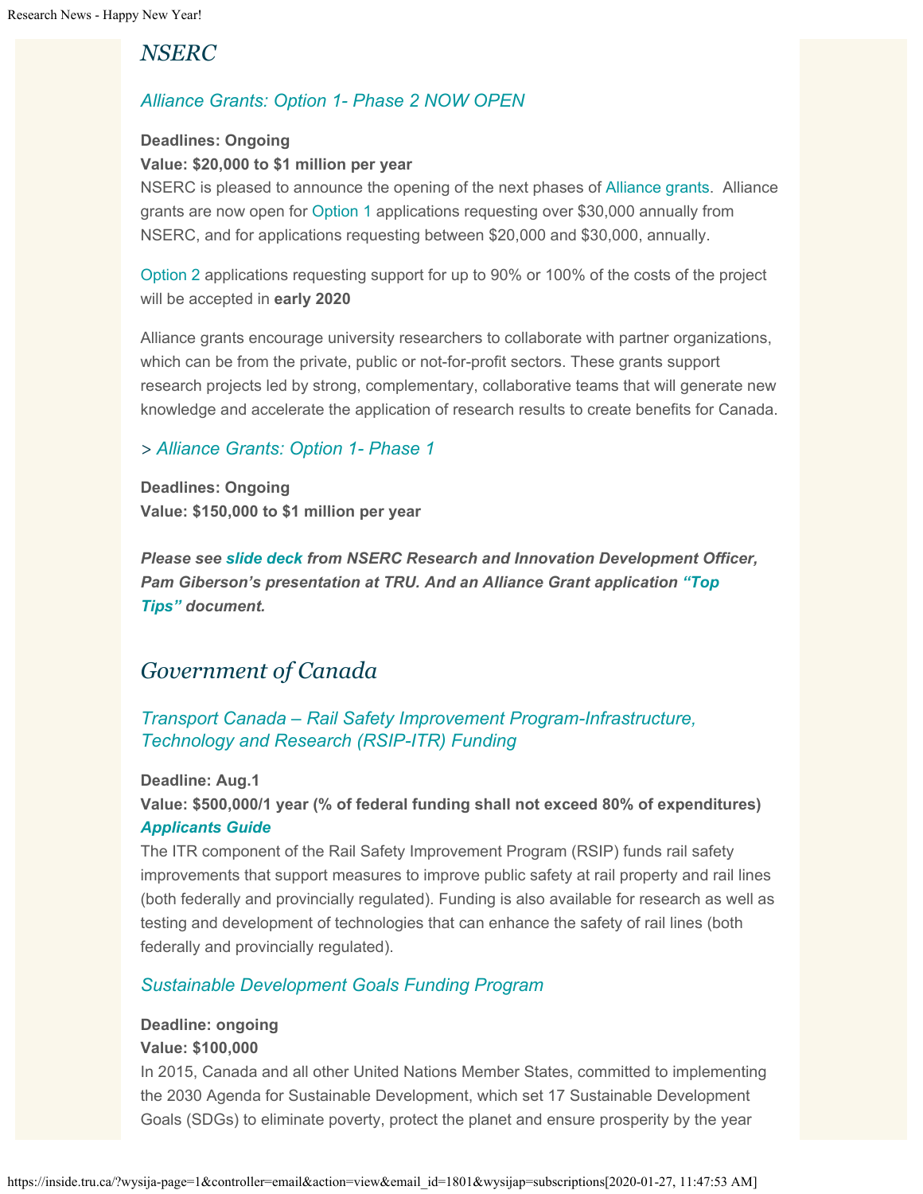## *NSERC*

### *Alliance Grants: Option 1- Phase 2 NOW OPEN*

**Deadlines: Ongoing**
**Value: $20,000 to $1 million per year**
NSERC is pleased to announce the opening of the next phases of Alliance grants. Alliance grants are now open for Option 1 applications requesting over $30,000 annually from NSERC, and for applications requesting between $20,000 and $30,000, annually.

Option 2 applications requesting support for up to 90% or 100% of the costs of the project will be accepted in **early 2020**

Alliance grants encourage university researchers to collaborate with partner organizations, which can be from the private, public or not-for-profit sectors. These grants support research projects led by strong, complementary, collaborative teams that will generate new knowledge and accelerate the application of research results to create benefits for Canada.

### *> Alliance Grants: Option 1- Phase 1*

**Deadlines: Ongoing**
**Value: $150,000 to $1 million per year**

***Please see slide deck from NSERC Research and Innovation Development Officer, Pam Giberson's presentation at TRU. And an Alliance Grant application "Top Tips" document.***

## *Government of Canada*

### *Transport Canada – Rail Safety Improvement Program-Infrastructure, Technology and Research (RSIP-ITR) Funding*

**Deadline: Aug.1**
**Value: $500,000/1 year (% of federal funding shall not exceed 80% of expenditures)**
***Applicants Guide***
The ITR component of the Rail Safety Improvement Program (RSIP) funds rail safety improvements that support measures to improve public safety at rail property and rail lines (both federally and provincially regulated). Funding is also available for research as well as testing and development of technologies that can enhance the safety of rail lines (both federally and provincially regulated).

### *Sustainable Development Goals Funding Program*

**Deadline: ongoing**
**Value: $100,000**
In 2015, Canada and all other United Nations Member States, committed to implementing the 2030 Agenda for Sustainable Development, which set 17 Sustainable Development Goals (SDGs) to eliminate poverty, protect the planet and ensure prosperity by the year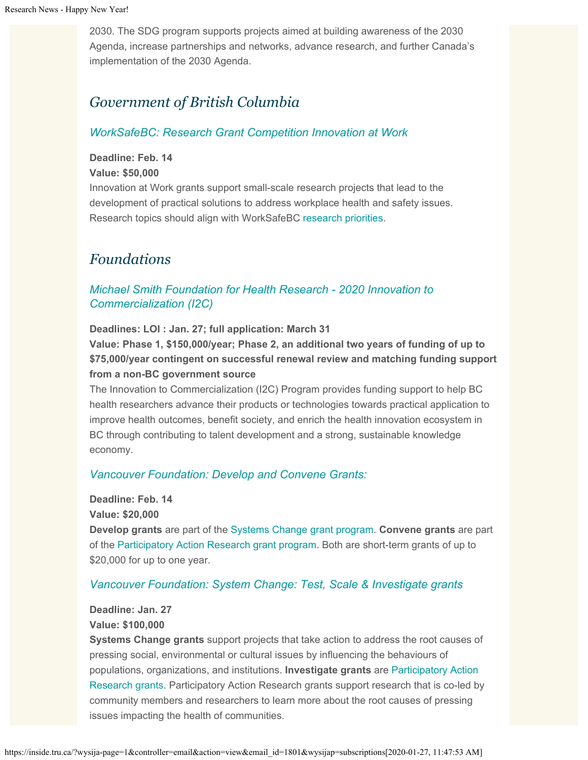2030. The SDG program supports projects aimed at building awareness of the 2030 Agenda, increase partnerships and networks, advance research, and further Canada's implementation of the 2030 Agenda.

## *Government of British Columbia*

### *WorkSafeBC: Research Grant Competition Innovation at Work*

**Deadline: Feb. 14**
**Value: $50,000**
Innovation at Work grants support small-scale research projects that lead to the development of practical solutions to address workplace health and safety issues. Research topics should align with WorkSafeBC research priorities.

## *Foundations*

### *Michael Smith Foundation for Health Research - 2020 Innovation to Commercialization (I2C)*

**Deadlines: LOI : Jan. 27; full application: March 31**
**Value: Phase 1, $150,000/year; Phase 2, an additional two years of funding of up to $75,000/year contingent on successful renewal review and matching funding support from a non-BC government source**
The Innovation to Commercialization (I2C) Program provides funding support to help BC health researchers advance their products or technologies towards practical application to improve health outcomes, benefit society, and enrich the health innovation ecosystem in BC through contributing to talent development and a strong, sustainable knowledge economy.

### *Vancouver Foundation: Develop and Convene Grants:*

**Deadline: Feb. 14**
**Value: $20,000**
**Develop grants** are part of the Systems Change grant program. **Convene grants** are part of the Participatory Action Research grant program. Both are short-term grants of up to $20,000 for up to one year.

### *Vancouver Foundation: System Change: Test, Scale & Investigate grants*

**Deadline: Jan. 27**
**Value: $100,000**
**Systems Change grants** support projects that take action to address the root causes of pressing social, environmental or cultural issues by influencing the behaviours of populations, organizations, and institutions. **Investigate grants** are Participatory Action Research grants. Participatory Action Research grants support research that is co-led by community members and researchers to learn more about the root causes of pressing issues impacting the health of communities.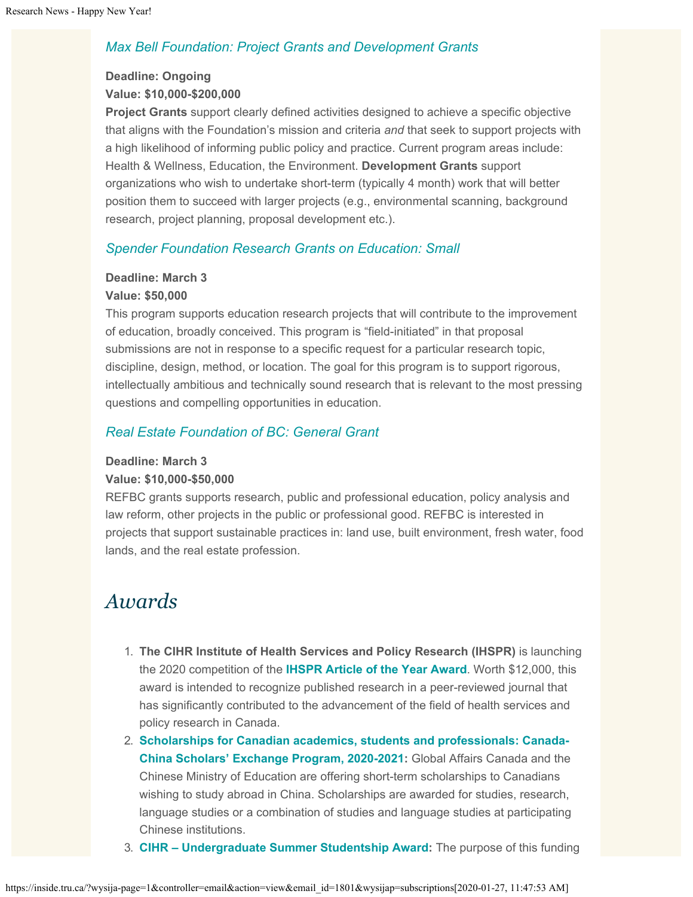### *Max Bell Foundation: Project Grants and Development Grants*

**Deadline: Ongoing**
**Value: $10,000-$200,000**
**Project Grants** support clearly defined activities designed to achieve a specific objective that aligns with the Foundation's mission and criteria *and* that seek to support projects with a high likelihood of informing public policy and practice. Current program areas include: Health & Wellness, Education, the Environment. **Development Grants** support organizations who wish to undertake short-term (typically 4 month) work that will better position them to succeed with larger projects (e.g., environmental scanning, background research, project planning, proposal development etc.).

### *Spender Foundation Research Grants on Education: Small*

**Deadline: March 3**
**Value: $50,000**
This program supports education research projects that will contribute to the improvement of education, broadly conceived. This program is "field-initiated" in that proposal submissions are not in response to a specific request for a particular research topic, discipline, design, method, or location. The goal for this program is to support rigorous, intellectually ambitious and technically sound research that is relevant to the most pressing questions and compelling opportunities in education.

### *Real Estate Foundation of BC: General Grant*

**Deadline: March 3**
**Value: $10,000-$50,000**
REFBC grants supports research, public and professional education, policy analysis and law reform, other projects in the public or professional good. REFBC is interested in projects that support sustainable practices in: land use, built environment, fresh water, food lands, and the real estate profession.

# *Awards*

1. **The CIHR Institute of Health Services and Policy Research (IHSPR)** is launching the 2020 competition of the **IHSPR Article of the Year Award**. Worth $12,000, this award is intended to recognize published research in a peer-reviewed journal that has significantly contributed to the advancement of the field of health services and policy research in Canada.
2. **Scholarships for Canadian academics, students and professionals: Canada-China Scholars' Exchange Program, 2020-2021:** Global Affairs Canada and the Chinese Ministry of Education are offering short-term scholarships to Canadians wishing to study abroad in China. Scholarships are awarded for studies, research, language studies or a combination of studies and language studies at participating Chinese institutions.
3. **CIHR – Undergraduate Summer Studentship Award:** The purpose of this funding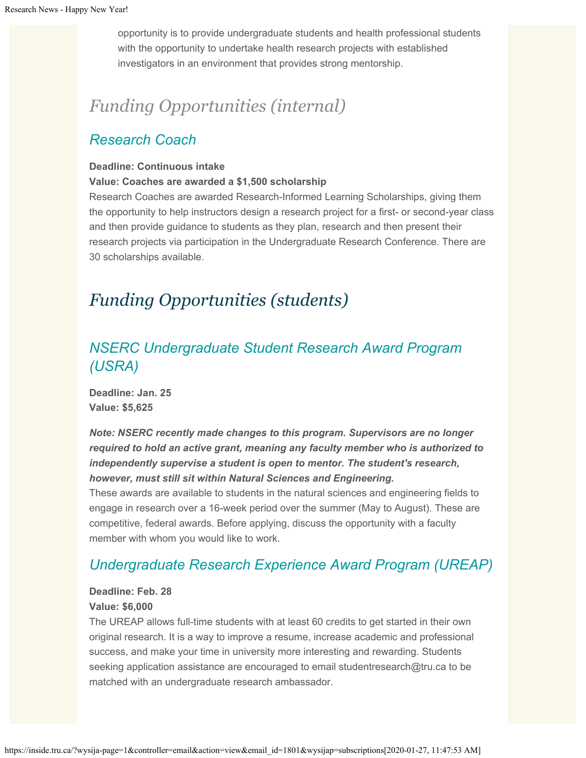opportunity is to provide undergraduate students and health professional students with the opportunity to undertake health research projects with established investigators in an environment that provides strong mentorship.

# *Funding Opportunities (internal)*

## *Research Coach*

**Deadline: Continuous intake**
**Value: Coaches are awarded a $1,500 scholarship**
Research Coaches are awarded Research-Informed Learning Scholarships, giving them the opportunity to help instructors design a research project for a first- or second-year class and then provide guidance to students as they plan, research and then present their research projects via participation in the Undergraduate Research Conference. There are 30 scholarships available.

# *Funding Opportunities (students)*

## *NSERC Undergraduate Student Research Award Program (USRA)*

**Deadline: Jan. 25**
**Value: $5,625**

***Note: NSERC recently made changes to this program. Supervisors are no longer required to hold an active grant, meaning any faculty member who is authorized to independently supervise a student is open to mentor. The student's research, however, must still sit within Natural Sciences and Engineering.***
These awards are available to students in the natural sciences and engineering fields to engage in research over a 16-week period over the summer (May to August). These are competitive, federal awards. Before applying, discuss the opportunity with a faculty member with whom you would like to work.

## *Undergraduate Research Experience Award Program (UREAP)*

**Deadline: Feb. 28**
**Value: $6,000**
The UREAP allows full-time students with at least 60 credits to get started in their own original research. It is a way to improve a resume, increase academic and professional success, and make your time in university more interesting and rewarding. Students seeking application assistance are encouraged to email studentresearch@tru.ca to be matched with an undergraduate research ambassador.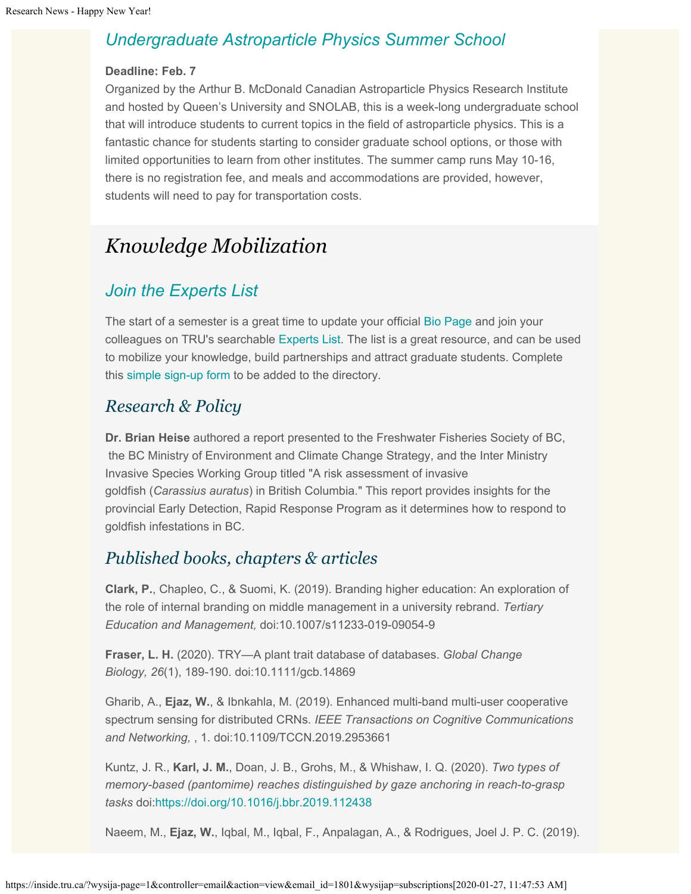### *Undergraduate Astroparticle Physics Summer School*

**Deadline: Feb. 7**

Organized by the Arthur B. McDonald Canadian Astroparticle Physics Research Institute and hosted by Queen's University and SNOLAB, this is a week-long undergraduate school that will introduce students to current topics in the field of astroparticle physics. This is a fantastic chance for students starting to consider graduate school options, or those with limited opportunities to learn from other institutes. The summer camp runs May 10-16, there is no registration fee, and meals and accommodations are provided, however, students will need to pay for transportation costs.

# *Knowledge Mobilization*

### *Join the Experts List*

The start of a semester is a great time to update your official Bio Page and join your colleagues on TRU's searchable Experts List. The list is a great resource, and can be used to mobilize your knowledge, build partnerships and attract graduate students. Complete this simple sign-up form to be added to the directory.

## *Research & Policy*

**Dr. Brian Heise** authored a report presented to the Freshwater Fisheries Society of BC, the BC Ministry of Environment and Climate Change Strategy, and the Inter Ministry Invasive Species Working Group titled "A risk assessment of invasive goldfish (*Carassius auratus*) in British Columbia." This report provides insights for the provincial Early Detection, Rapid Response Program as it determines how to respond to goldfish infestations in BC.

## *Published books, chapters & articles*

**Clark, P.**, Chapleo, C., & Suomi, K. (2019). Branding higher education: An exploration of the role of internal branding on middle management in a university rebrand. *Tertiary Education and Management,* doi:10.1007/s11233-019-09054-9

**Fraser, L. H.** (2020). TRY—A plant trait database of databases. *Global Change Biology, 26*(1), 189-190. doi:10.1111/gcb.14869

Gharib, A., **Ejaz, W.**, & Ibnkahla, M. (2019). Enhanced multi-band multi-user cooperative spectrum sensing for distributed CRNs. *IEEE Transactions on Cognitive Communications and Networking,* , 1. doi:10.1109/TCCN.2019.2953661

Kuntz, J. R., **Karl, J. M.**, Doan, J. B., Grohs, M., & Whishaw, I. Q. (2020). *Two types of memory-based (pantomime) reaches distinguished by gaze anchoring in reach-to-grasp tasks* doi:https://doi.org/10.1016/j.bbr.2019.112438

Naeem, M., **Ejaz, W.**, Iqbal, M., Iqbal, F., Anpalagan, A., & Rodrigues, Joel J. P. C. (2019).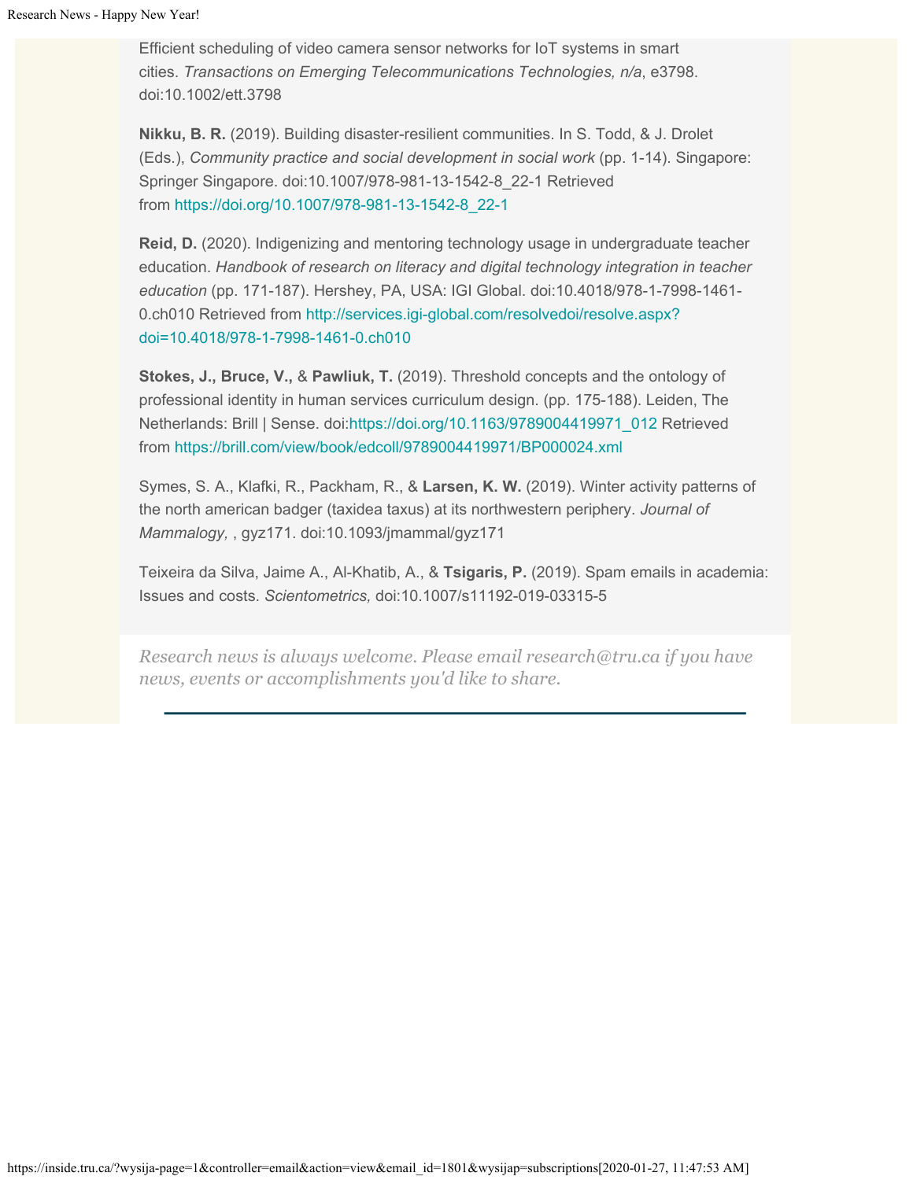Efficient scheduling of video camera sensor networks for IoT systems in smart cities. *Transactions on Emerging Telecommunications Technologies, n/a*, e3798. doi:10.1002/ett.3798

**Nikku, B. R.** (2019). Building disaster-resilient communities. In S. Todd, & J. Drolet (Eds.), *Community practice and social development in social work* (pp. 1-14). Singapore: Springer Singapore. doi:10.1007/978-981-13-1542-8_22-1 Retrieved from https://doi.org/10.1007/978-981-13-1542-8_22-1

**Reid, D.** (2020). Indigenizing and mentoring technology usage in undergraduate teacher education. *Handbook of research on literacy and digital technology integration in teacher education* (pp. 171-187). Hershey, PA, USA: IGI Global. doi:10.4018/978-1-7998-1461-0.ch010 Retrieved from http://services.igi-global.com/resolvedoi/resolve.aspx?doi=10.4018/978-1-7998-1461-0.ch010

**Stokes, J., Bruce, V.,** & **Pawliuk, T.** (2019). Threshold concepts and the ontology of professional identity in human services curriculum design. (pp. 175-188). Leiden, The Netherlands: Brill | Sense. doi:https://doi.org/10.1163/9789004419971_012 Retrieved from https://brill.com/view/book/edcoll/9789004419971/BP000024.xml

Symes, S. A., Klafki, R., Packham, R., & **Larsen, K. W.** (2019). Winter activity patterns of the north american badger (taxidea taxus) at its northwestern periphery. *Journal of Mammalogy,* , gyz171. doi:10.1093/jmammal/gyz171

Teixeira da Silva, Jaime A., Al-Khatib, A., & **Tsigaris, P.** (2019). Spam emails in academia: Issues and costs. *Scientometrics,* doi:10.1007/s11192-019-03315-5

*Research news is always welcome. Please email research@tru.ca if you have news, events or accomplishments you'd like to share.*